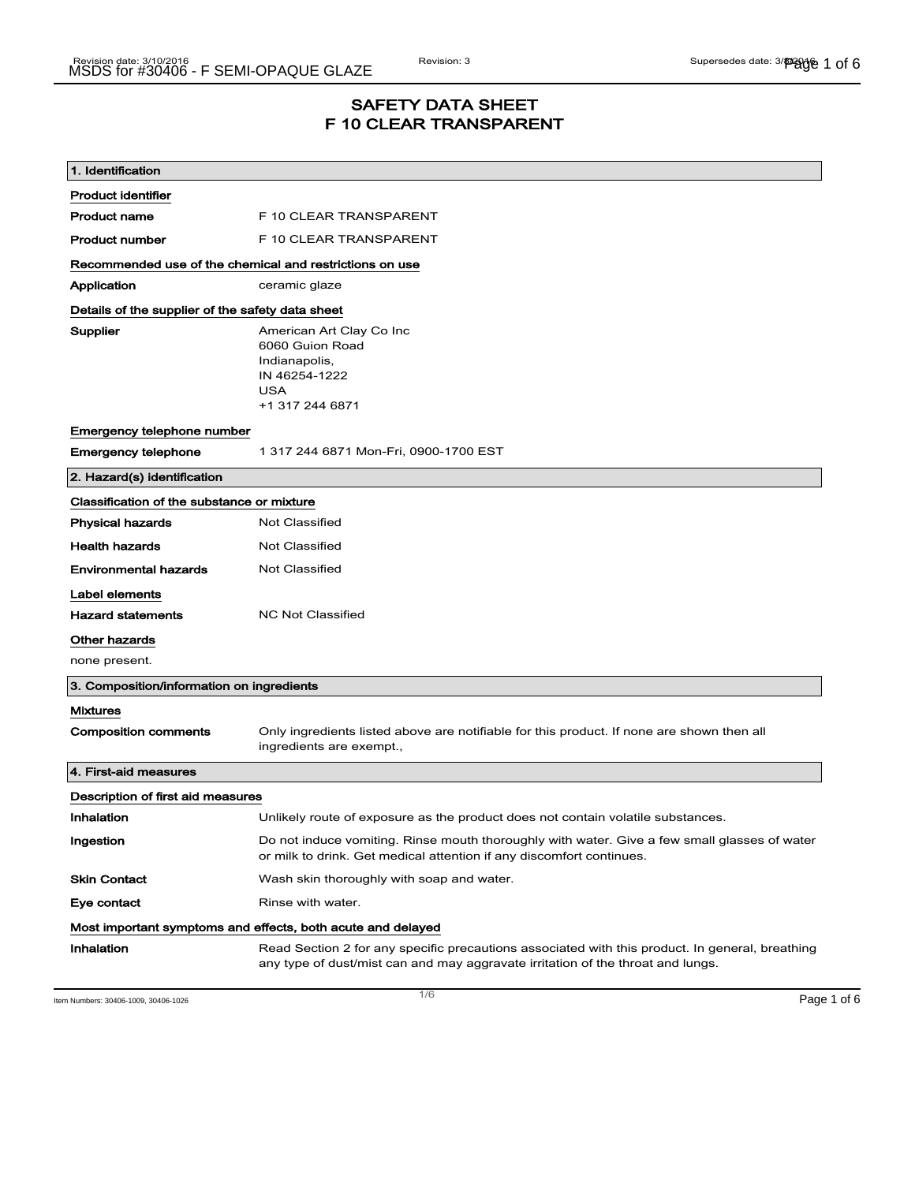# SAFETY DATA SHEET
# F 10 CLEAR TRANSPARENT

## 1. Identification

**Product identifier**

| | |
|---|---|
| **Product name** | F 10 CLEAR TRANSPARENT |
| **Product number** | F 10 CLEAR TRANSPARENT |

**Recommended use of the chemical and restrictions on use**

| | |
|---|---|
| **Application** | ceramic glaze |

**Details of the supplier of the safety data sheet**

| | |
|---|---|
| **Supplier** | American Art Clay Co Inc<br>6060 Guion Road<br>Indianapolis,<br>IN 46254-1222<br>USA<br>+1 317 244 6871 |

**Emergency telephone number**

| | |
|---|---|
| **Emergency telephone** | 1 317 244 6871 Mon-Fri, 0900-1700 EST |

## 2. Hazard(s) identification

**Classification of the substance or mixture**

| | |
|---|---|
| **Physical hazards** | Not Classified |
| **Health hazards** | Not Classified |
| **Environmental hazards** | Not Classified |

**Label elements**

| | |
|---|---|
| **Hazard statements** | NC Not Classified |

**Other hazards**

none present.

## 3. Composition/information on ingredients

**Mixtures**

| | |
|---|---|
| **Composition comments** | Only ingredients listed above are notifiable for this product. If none are shown then all ingredients are exempt., |

## 4. First-aid measures

**Description of first aid measures**

| | |
|---|---|
| **Inhalation** | Unlikely route of exposure as the product does not contain volatile substances. |
| **Ingestion** | Do not induce vomiting. Rinse mouth thoroughly with water. Give a few small glasses of water or milk to drink. Get medical attention if any discomfort continues. |
| **Skin Contact** | Wash skin thoroughly with soap and water. |
| **Eye contact** | Rinse with water. |

**Most important symptoms and effects, both acute and delayed**

| | |
|---|---|
| **Inhalation** | Read Section 2 for any specific precautions associated with this product. In general, breathing any type of dust/mist can and may aggravate irritation of the throat and lungs. |

Item Numbers: 30406-1009, 30406-1026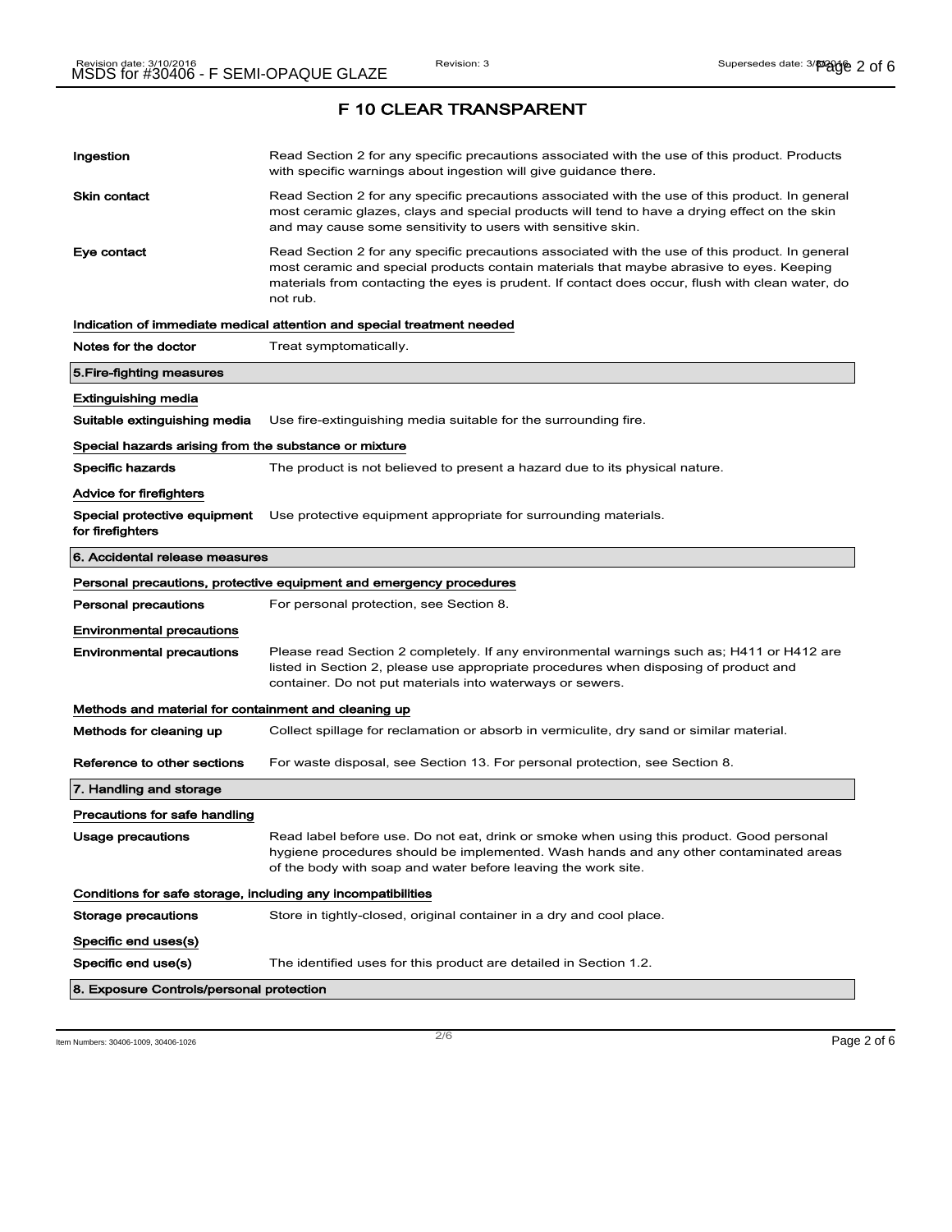# F 10 CLEAR TRANSPARENT

**Ingestion** Read Section 2 for any specific precautions associated with the use of this product. Products with specific warnings about ingestion will give guidance there.

**Skin contact** Read Section 2 for any specific precautions associated with the use of this product. In general most ceramic glazes, clays and special products will tend to have a drying effect on the skin and may cause some sensitivity to users with sensitive skin.

**Eye contact** Read Section 2 for any specific precautions associated with the use of this product. In general most ceramic and special products contain materials that maybe abrasive to eyes. Keeping materials from contacting the eyes is prudent. If contact does occur, flush with clean water, do not rub.

### Indication of immediate medical attention and special treatment needed

**Notes for the doctor** Treat symptomatically.

## 5.Fire-fighting measures

### Extinguishing media

**Suitable extinguishing media** Use fire-extinguishing media suitable for the surrounding fire.

### Special hazards arising from the substance or mixture

**Specific hazards** The product is not believed to present a hazard due to its physical nature.

### Advice for firefighters

**Special protective equipment for firefighters** Use protective equipment appropriate for surrounding materials.

## 6. Accidental release measures

### Personal precautions, protective equipment and emergency procedures

**Personal precautions** For personal protection, see Section 8.

### Environmental precautions

**Environmental precautions** Please read Section 2 completely. If any environmental warnings such as; H411 or H412 are listed in Section 2, please use appropriate procedures when disposing of product and container. Do not put materials into waterways or sewers.

### Methods and material for containment and cleaning up

**Methods for cleaning up** Collect spillage for reclamation or absorb in vermiculite, dry sand or similar material.

**Reference to other sections** For waste disposal, see Section 13. For personal protection, see Section 8.

## 7. Handling and storage

### Precautions for safe handling

**Usage precautions** Read label before use. Do not eat, drink or smoke when using this product. Good personal hygiene procedures should be implemented. Wash hands and any other contaminated areas of the body with soap and water before leaving the work site.

### Conditions for safe storage, including any incompatibilities

**Storage precautions** Store in tightly-closed, original container in a dry and cool place.

### Specific end uses(s)

**Specific end use(s)** The identified uses for this product are detailed in Section 1.2.

## 8. Exposure Controls/personal protection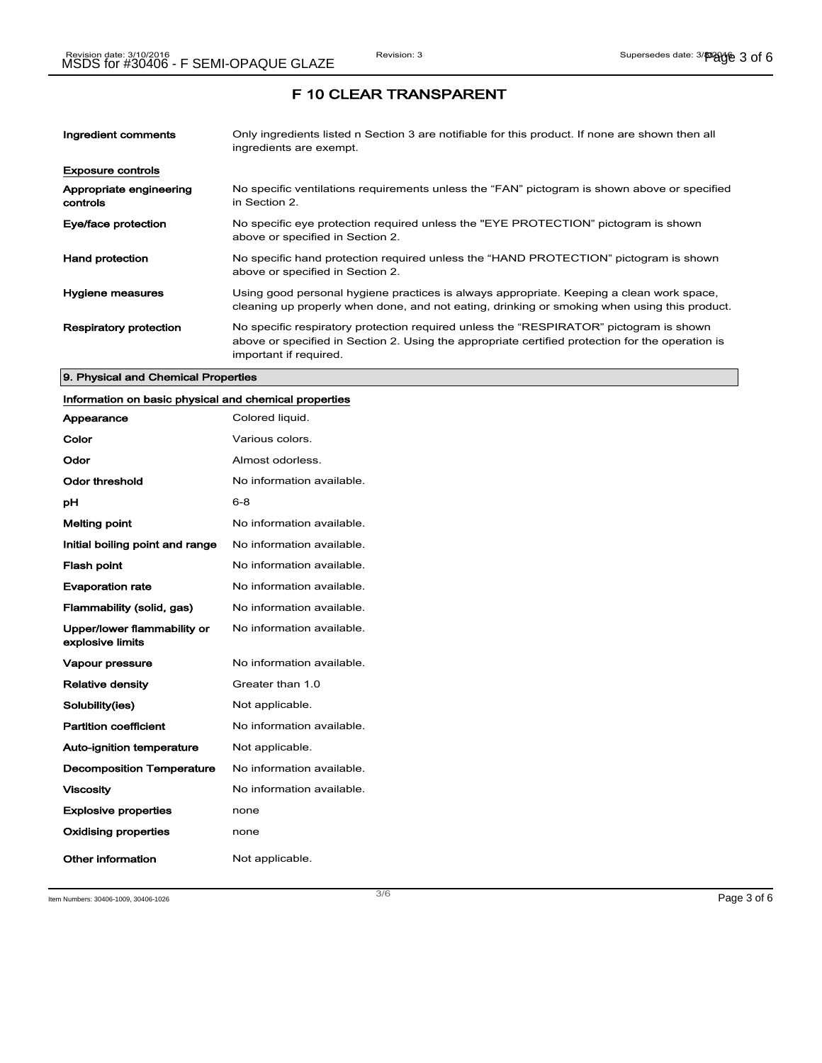# F 10 CLEAR TRANSPARENT

| | |
|---|---|
| **Ingredient comments** | Only ingredients listed n Section 3 are notifiable for this product. If none are shown then all ingredients are exempt. |

**Exposure controls**

| | |
|---|---|
| **Appropriate engineering controls** | No specific ventilations requirements unless the "FAN" pictogram is shown above or specified in Section 2. |
| **Eye/face protection** | No specific eye protection required unless the "EYE PROTECTION" pictogram is shown above or specified in Section 2. |
| **Hand protection** | No specific hand protection required unless the "HAND PROTECTION" pictogram is shown above or specified in Section 2. |
| **Hygiene measures** | Using good personal hygiene practices is always appropriate. Keeping a clean work space, cleaning up properly when done, and not eating, drinking or smoking when using this product. |
| **Respiratory protection** | No specific respiratory protection required unless the "RESPIRATOR" pictogram is shown above or specified in Section 2. Using the appropriate certified protection for the operation is important if required. |

## 9. Physical and Chemical Properties

**Information on basic physical and chemical properties**

| | |
|---|---|
| **Appearance** | Colored liquid. |
| **Color** | Various colors. |
| **Odor** | Almost odorless. |
| **Odor threshold** | No information available. |
| **pH** | 6-8 |
| **Melting point** | No information available. |
| **Initial boiling point and range** | No information available. |
| **Flash point** | No information available. |
| **Evaporation rate** | No information available. |
| **Flammability (solid, gas)** | No information available. |
| **Upper/lower flammability or explosive limits** | No information available. |
| **Vapour pressure** | No information available. |
| **Relative density** | Greater than 1.0 |
| **Solubility(ies)** | Not applicable. |
| **Partition coefficient** | No information available. |
| **Auto-ignition temperature** | Not applicable. |
| **Decomposition Temperature** | No information available. |
| **Viscosity** | No information available. |
| **Explosive properties** | none |
| **Oxidising properties** | none |
| **Other information** | Not applicable. |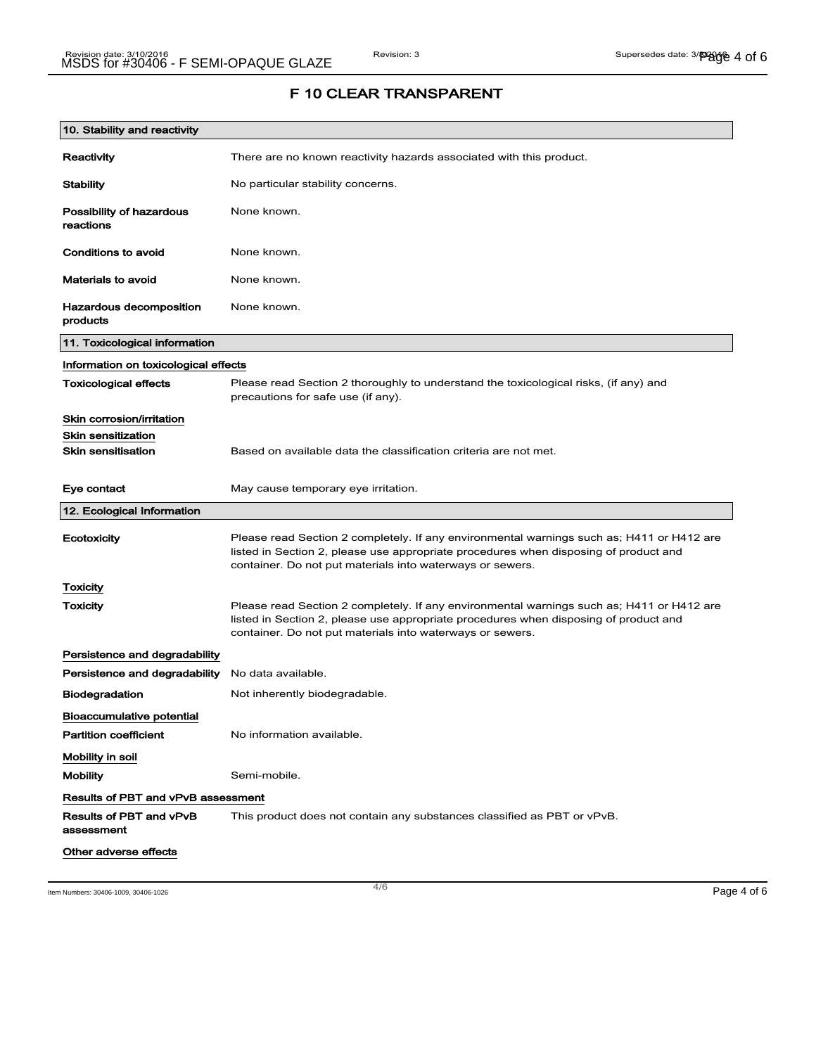# F 10 CLEAR TRANSPARENT

## 10. Stability and reactivity

**Reactivity** There are no known reactivity hazards associated with this product.

**Stability** No particular stability concerns.

**Possibility of hazardous reactions** None known.

**Conditions to avoid** None known.

**Materials to avoid** None known.

**Hazardous decomposition products** None known.

## 11. Toxicological information

### Information on toxicological effects

**Toxicological effects** Please read Section 2 thoroughly to understand the toxicological risks, (if any) and precautions for safe use (if any).

### Skin corrosion/irritation

### Skin sensitization

**Skin sensitisation** Based on available data the classification criteria are not met.

**Eye contact** May cause temporary eye irritation.

## 12. Ecological Information

**Ecotoxicity** Please read Section 2 completely. If any environmental warnings such as; H411 or H412 are listed in Section 2, please use appropriate procedures when disposing of product and container. Do not put materials into waterways or sewers.

### Toxicity

**Toxicity** Please read Section 2 completely. If any environmental warnings such as; H411 or H412 are listed in Section 2, please use appropriate procedures when disposing of product and container. Do not put materials into waterways or sewers.

### Persistence and degradability

**Persistence and degradability** No data available.

**Biodegradation** Not inherently biodegradable.

### Bioaccumulative potential

**Partition coefficient** No information available.

### Mobility in soil

**Mobility** Semi-mobile.

### Results of PBT and vPvB assessment

**Results of PBT and vPvB assessment** This product does not contain any substances classified as PBT or vPvB.

### Other adverse effects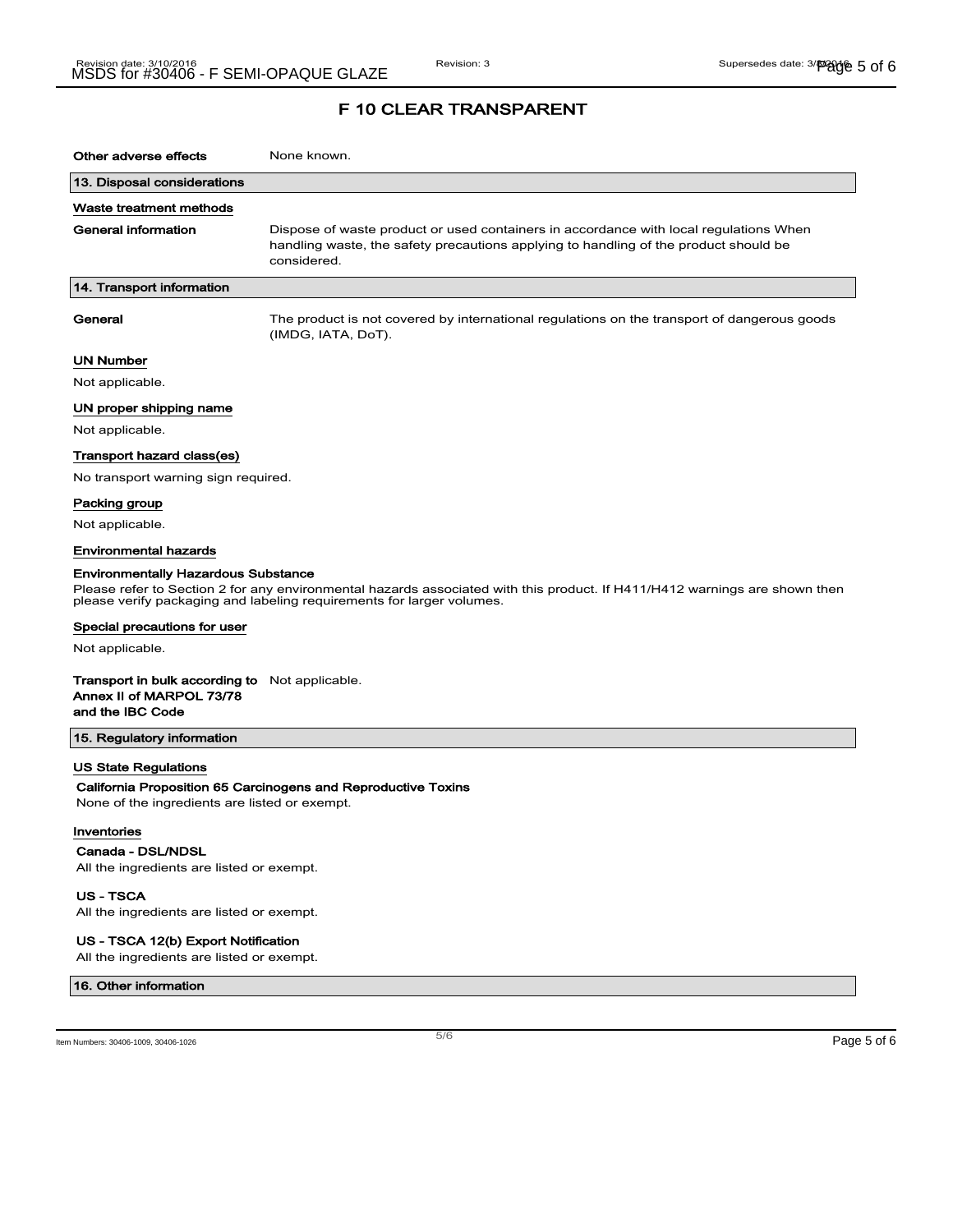# F 10 CLEAR TRANSPARENT

**Other adverse effects** None known.

## 13. Disposal considerations

### Waste treatment methods

**General information** Dispose of waste product or used containers in accordance with local regulations When handling waste, the safety precautions applying to handling of the product should be considered.

## 14. Transport information

**General** The product is not covered by international regulations on the transport of dangerous goods (IMDG, IATA, DoT).

### UN Number

Not applicable.

### UN proper shipping name

Not applicable.

### Transport hazard class(es)

No transport warning sign required.

### Packing group

Not applicable.

### Environmental hazards

**Environmentally Hazardous Substance**

Please refer to Section 2 for any environmental hazards associated with this product. If H411/H412 warnings are shown then please verify packaging and labeling requirements for larger volumes.

### Special precautions for user

Not applicable.

**Transport in bulk according to Annex II of MARPOL 73/78 and the IBC Code** Not applicable.

## 15. Regulatory information

### US State Regulations

**California Proposition 65 Carcinogens and Reproductive Toxins**

None of the ingredients are listed or exempt.

### Inventories

**Canada - DSL/NDSL**

All the ingredients are listed or exempt.

**US - TSCA**

All the ingredients are listed or exempt.

**US - TSCA 12(b) Export Notification**

All the ingredients are listed or exempt.

## 16. Other information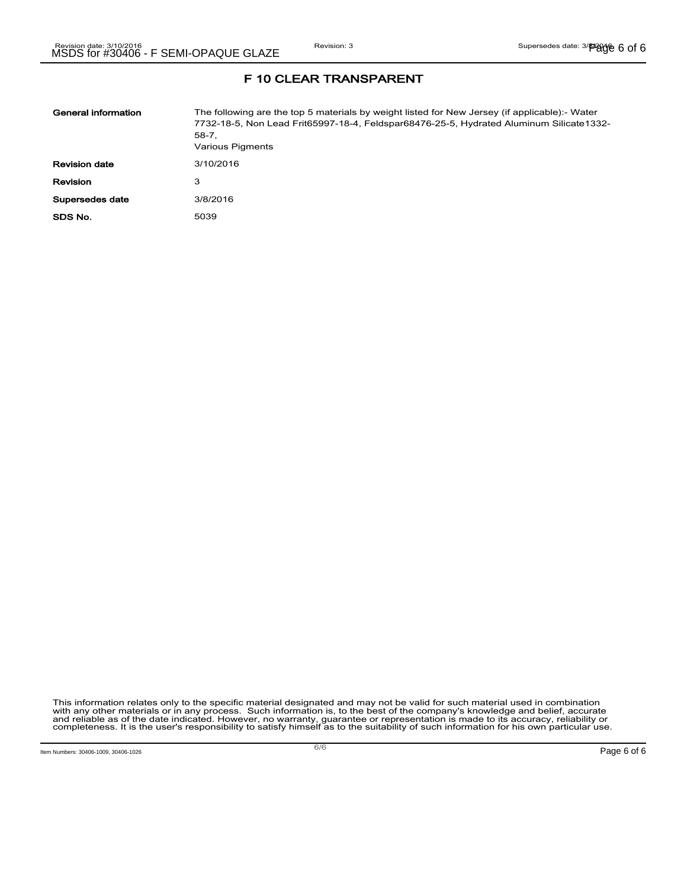## F 10 CLEAR TRANSPARENT

| | |
|---|---|
| **General information** | The following are the top 5 materials by weight listed for New Jersey (if applicable):- Water 7732-18-5, Non Lead Frit65997-18-4, Feldspar68476-25-5, Hydrated Aluminum Silicate1332-58-7,<br>Various Pigments |
| **Revision date** | 3/10/2016 |
| **Revision** | 3 |
| **Supersedes date** | 3/8/2016 |
| **SDS No.** | 5039 |

This information relates only to the specific material designated and may not be valid for such material used in combination with any other materials or in any process. Such information is, to the best of the company's knowledge and belief, accurate and reliable as of the date indicated. However, no warranty, guarantee or representation is made to its accuracy, reliability or completeness. It is the user's responsibility to satisfy himself as to the suitability of such information for his own particular use.

Item Numbers: 30406-1009, 30406-1026